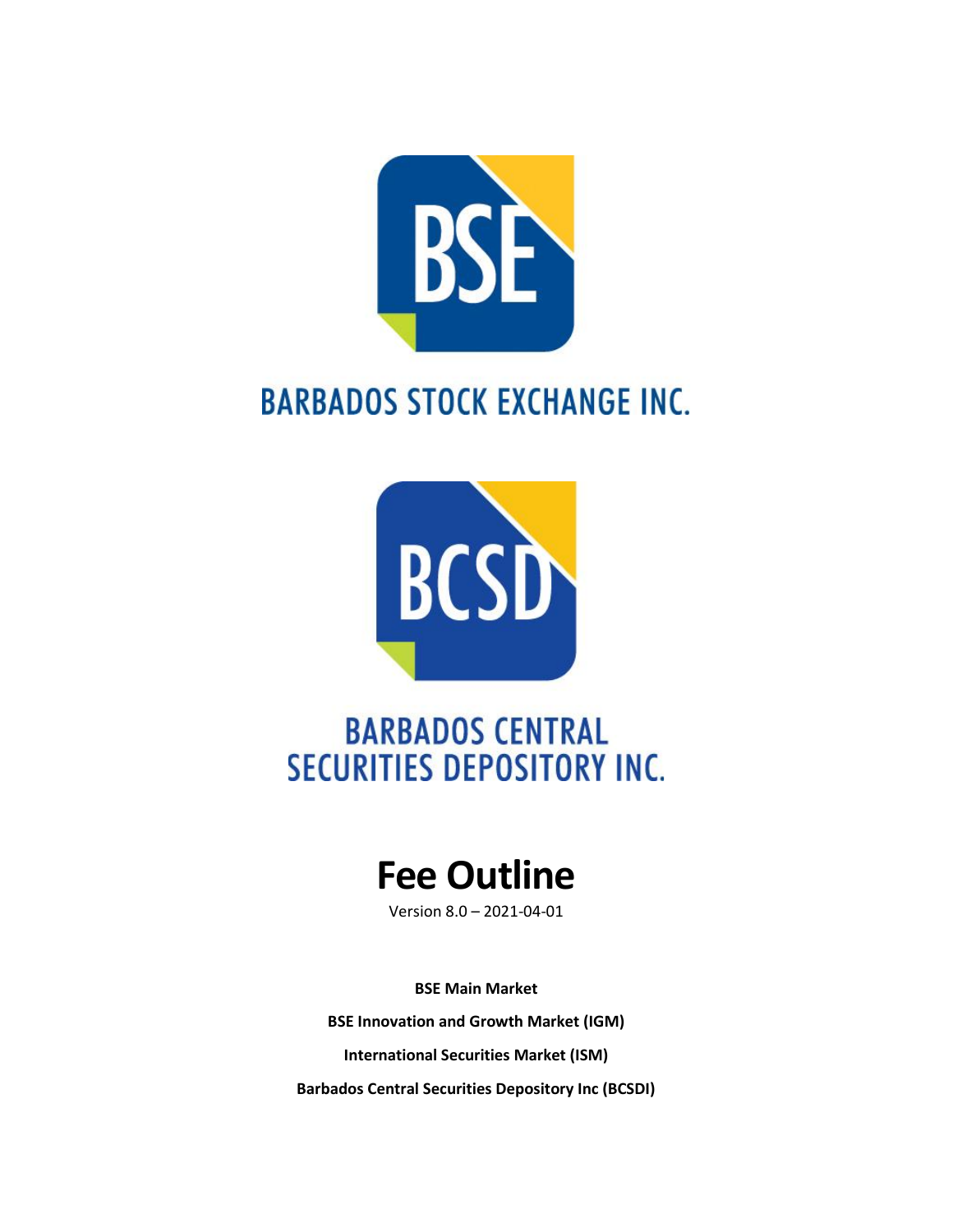BARBADOS STOCK EXCHANGE INC.

BARBADOS CENTRAL SECURITIES DEPOSITORY INC.

# Fee Outline

Version 8.0 – 2021-04-01

**BSE Main Market**

**BSE Innovation and Growth Market (IGM)**

**International Securities Market (ISM)**

**Barbados Central Securities Depository Inc (BCSDI)**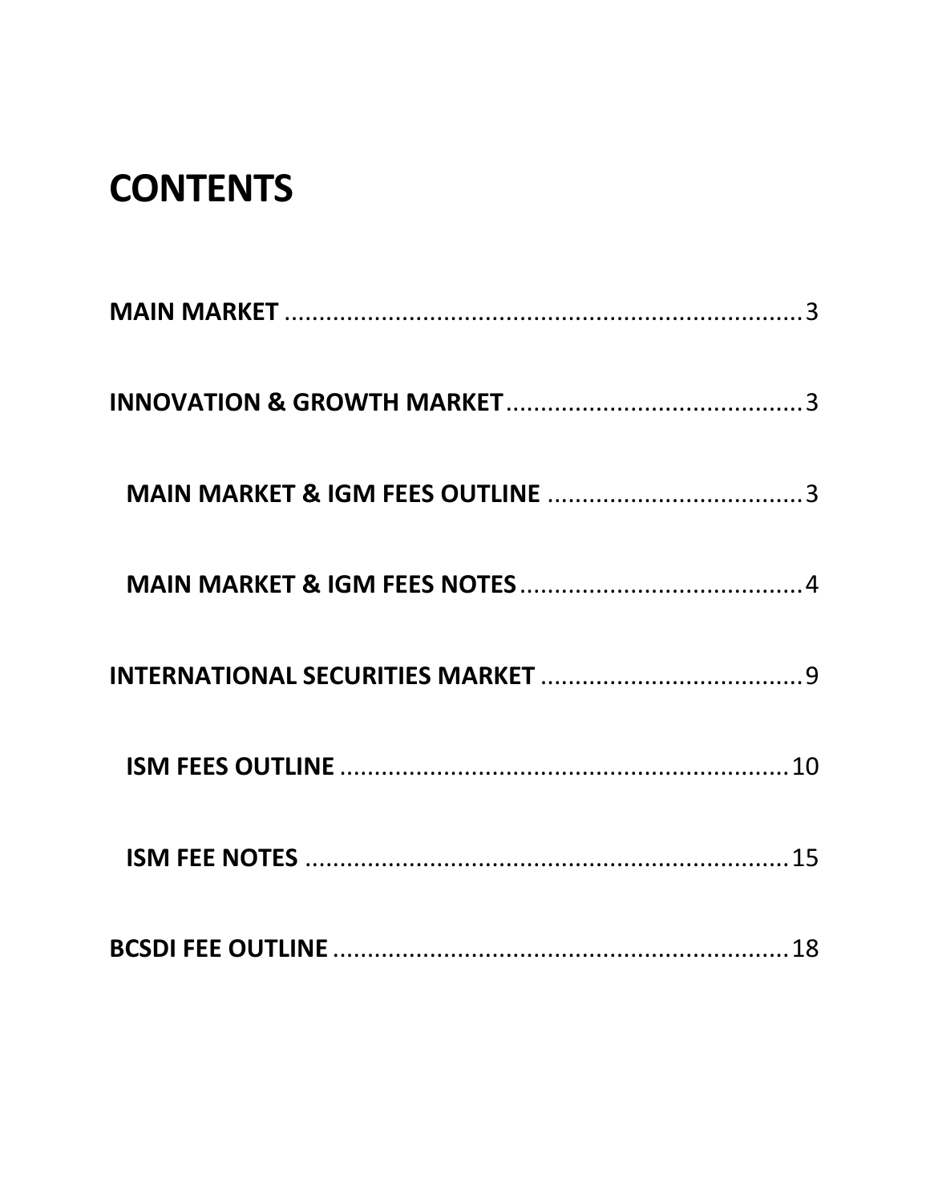# CONTENTS

**MAIN MARKET** .......................................................................... 3

**INNOVATION & GROWTH MARKET** .......................................... 3

  **MAIN MARKET & IGM FEES OUTLINE** ..................................... 3

  **MAIN MARKET & IGM FEES NOTES** ......................................... 4

**INTERNATIONAL SECURITIES MARKET** ...................................... 9

  **ISM FEES OUTLINE** .................................................................. 10

  **ISM FEE NOTES** ........................................................................ 15

**BCSDI FEE OUTLINE** .................................................................... 18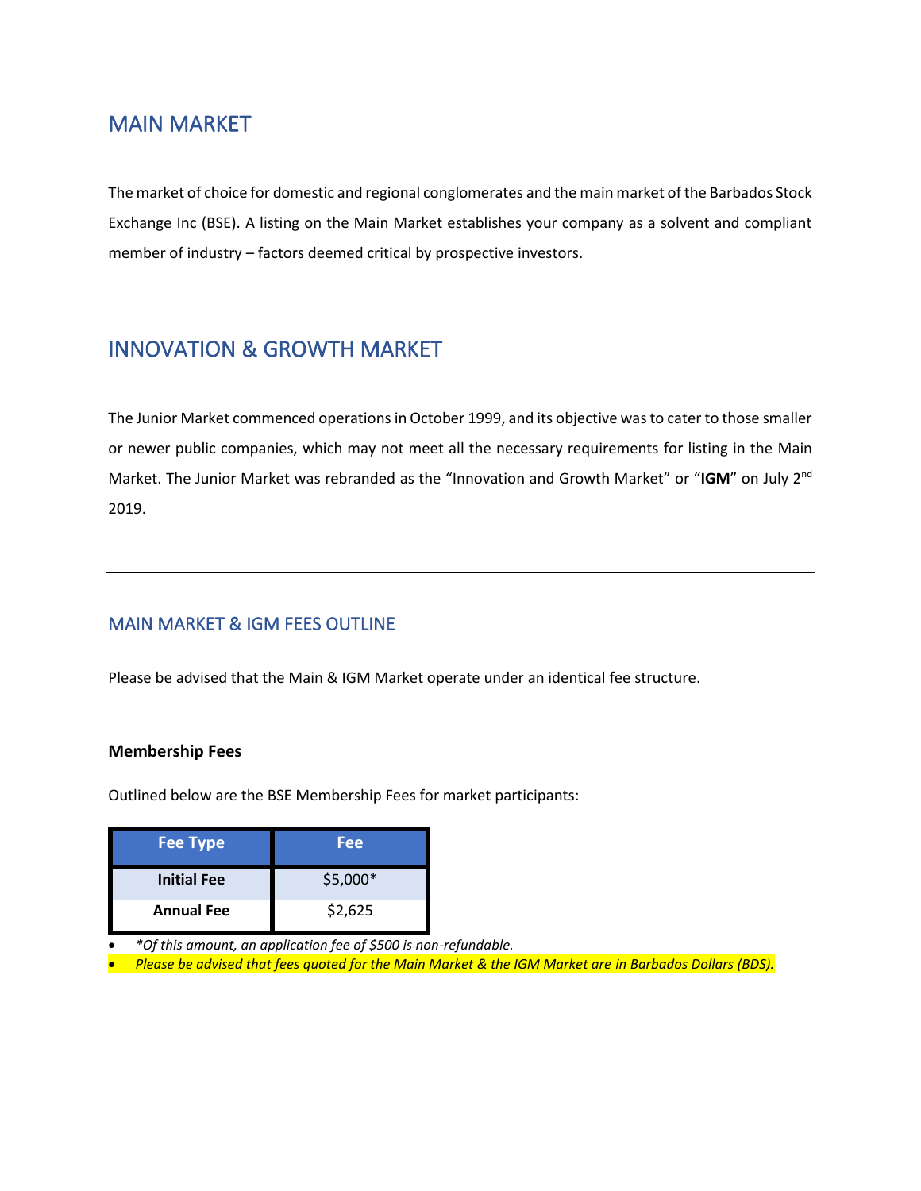## MAIN MARKET

The market of choice for domestic and regional conglomerates and the main market of the Barbados Stock Exchange Inc (BSE). A listing on the Main Market establishes your company as a solvent and compliant member of industry – factors deemed critical by prospective investors.

## INNOVATION & GROWTH MARKET

The Junior Market commenced operations in October 1999, and its objective was to cater to those smaller or newer public companies, which may not meet all the necessary requirements for listing in the Main Market. The Junior Market was rebranded as the "Innovation and Growth Market" or "**IGM**" on July 2nd 2019.

---

### MAIN MARKET & IGM FEES OUTLINE

Please be advised that the Main & IGM Market operate under an identical fee structure.

**Membership Fees**

Outlined below are the BSE Membership Fees for market participants:

| Fee Type | Fee |
|---|---|
| **Initial Fee** | $5,000* |
| **Annual Fee** | $2,625 |

- *\*Of this amount, an application fee of $500 is non-refundable.*
- *Please be advised that fees quoted for the Main Market & the IGM Market are in Barbados Dollars (BDS).*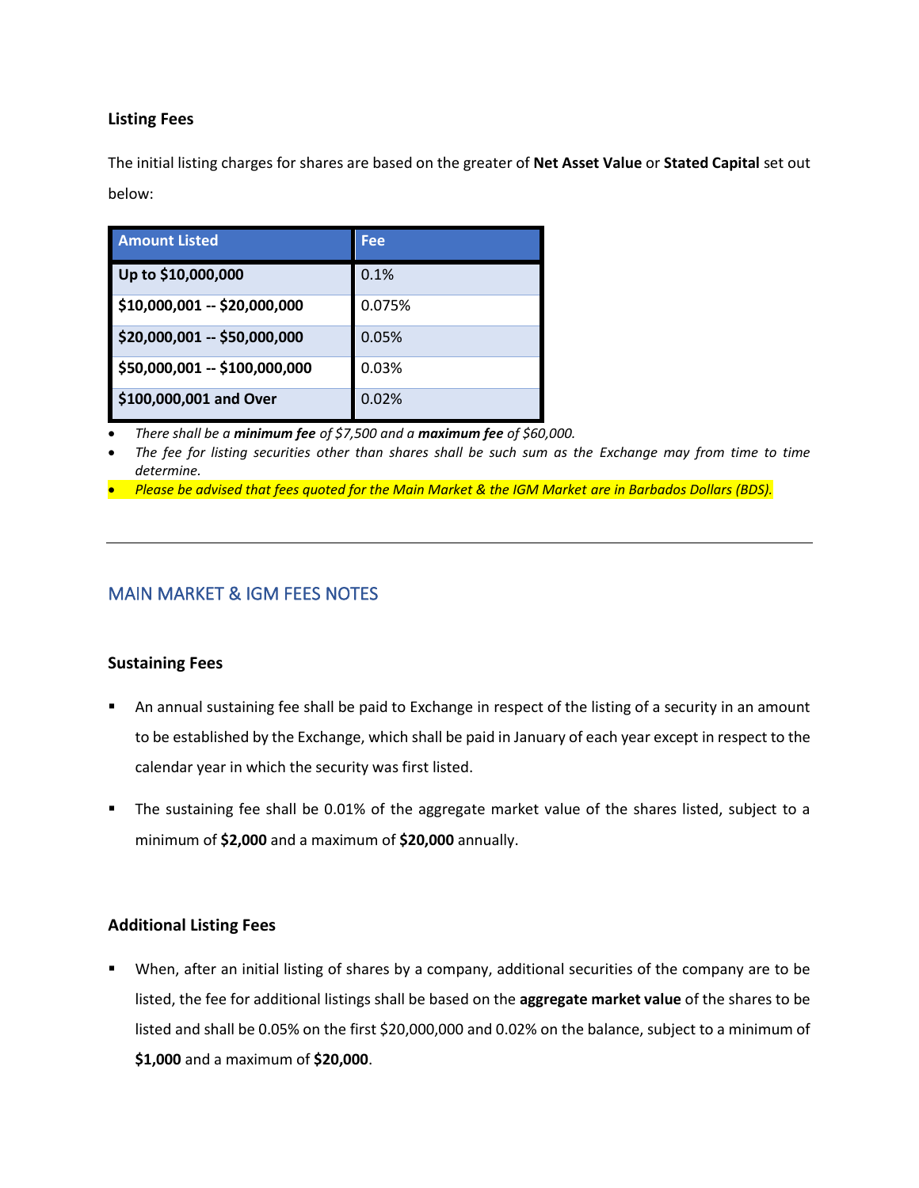### Listing Fees

The initial listing charges for shares are based on the greater of **Net Asset Value** or **Stated Capital** set out below:

| Amount Listed | Fee |
|---|---|
| **Up to $10,000,000** | 0.1% |
| **$10,000,001 -- $20,000,000** | 0.075% |
| **$20,000,001 -- $50,000,000** | 0.05% |
| **$50,000,001 -- $100,000,000** | 0.03% |
| **$100,000,001 and Over** | 0.02% |

- *There shall be a **minimum fee** of $7,500 and a **maximum fee** of $60,000.*
- *The fee for listing securities other than shares shall be such sum as the Exchange may from time to time determine.*
- *Please be advised that fees quoted for the Main Market & the IGM Market are in Barbados Dollars (BDS).*

---

## MAIN MARKET & IGM FEES NOTES

### Sustaining Fees

- An annual sustaining fee shall be paid to Exchange in respect of the listing of a security in an amount to be established by the Exchange, which shall be paid in January of each year except in respect to the calendar year in which the security was first listed.
- The sustaining fee shall be 0.01% of the aggregate market value of the shares listed, subject to a minimum of **$2,000** and a maximum of **$20,000** annually.

### Additional Listing Fees

- When, after an initial listing of shares by a company, additional securities of the company are to be listed, the fee for additional listings shall be based on the **aggregate market value** of the shares to be listed and shall be 0.05% on the first $20,000,000 and 0.02% on the balance, subject to a minimum of **$1,000** and a maximum of **$20,000**.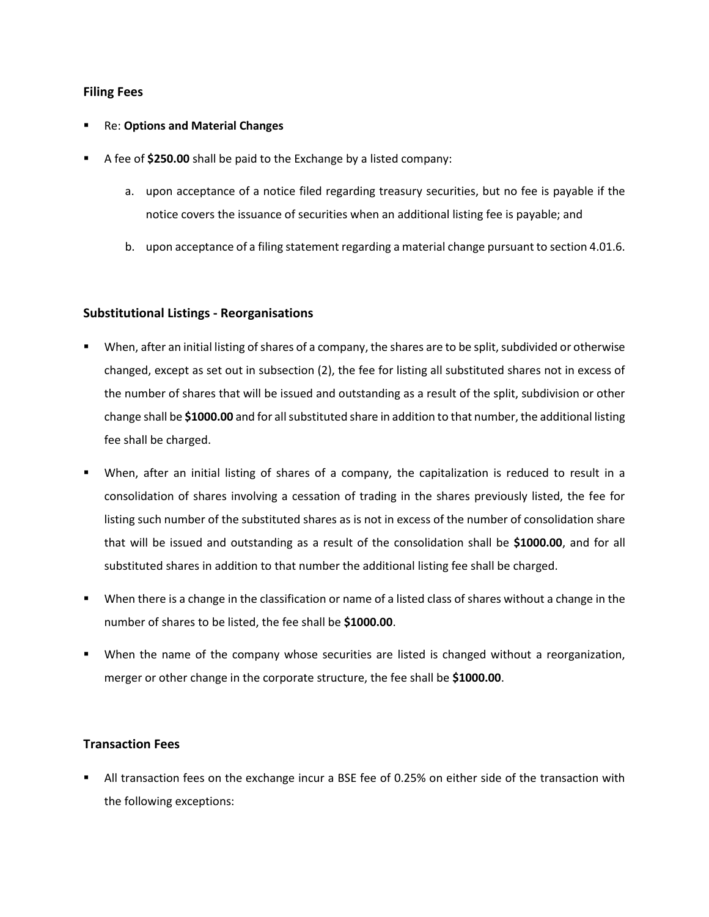### Filing Fees

- Re: **Options and Material Changes**
- A fee of **$250.00** shall be paid to the Exchange by a listed company:
    a. upon acceptance of a notice filed regarding treasury securities, but no fee is payable if the notice covers the issuance of securities when an additional listing fee is payable; and
    b. upon acceptance of a filing statement regarding a material change pursuant to section 4.01.6.

### Substitutional Listings - Reorganisations

- When, after an initial listing of shares of a company, the shares are to be split, subdivided or otherwise changed, except as set out in subsection (2), the fee for listing all substituted shares not in excess of the number of shares that will be issued and outstanding as a result of the split, subdivision or other change shall be **$1000.00** and for all substituted share in addition to that number, the additional listing fee shall be charged.
- When, after an initial listing of shares of a company, the capitalization is reduced to result in a consolidation of shares involving a cessation of trading in the shares previously listed, the fee for listing such number of the substituted shares as is not in excess of the number of consolidation share that will be issued and outstanding as a result of the consolidation shall be **$1000.00**, and for all substituted shares in addition to that number the additional listing fee shall be charged.
- When there is a change in the classification or name of a listed class of shares without a change in the number of shares to be listed, the fee shall be **$1000.00**.
- When the name of the company whose securities are listed is changed without a reorganization, merger or other change in the corporate structure, the fee shall be **$1000.00**.

### Transaction Fees

- All transaction fees on the exchange incur a BSE fee of 0.25% on either side of the transaction with the following exceptions: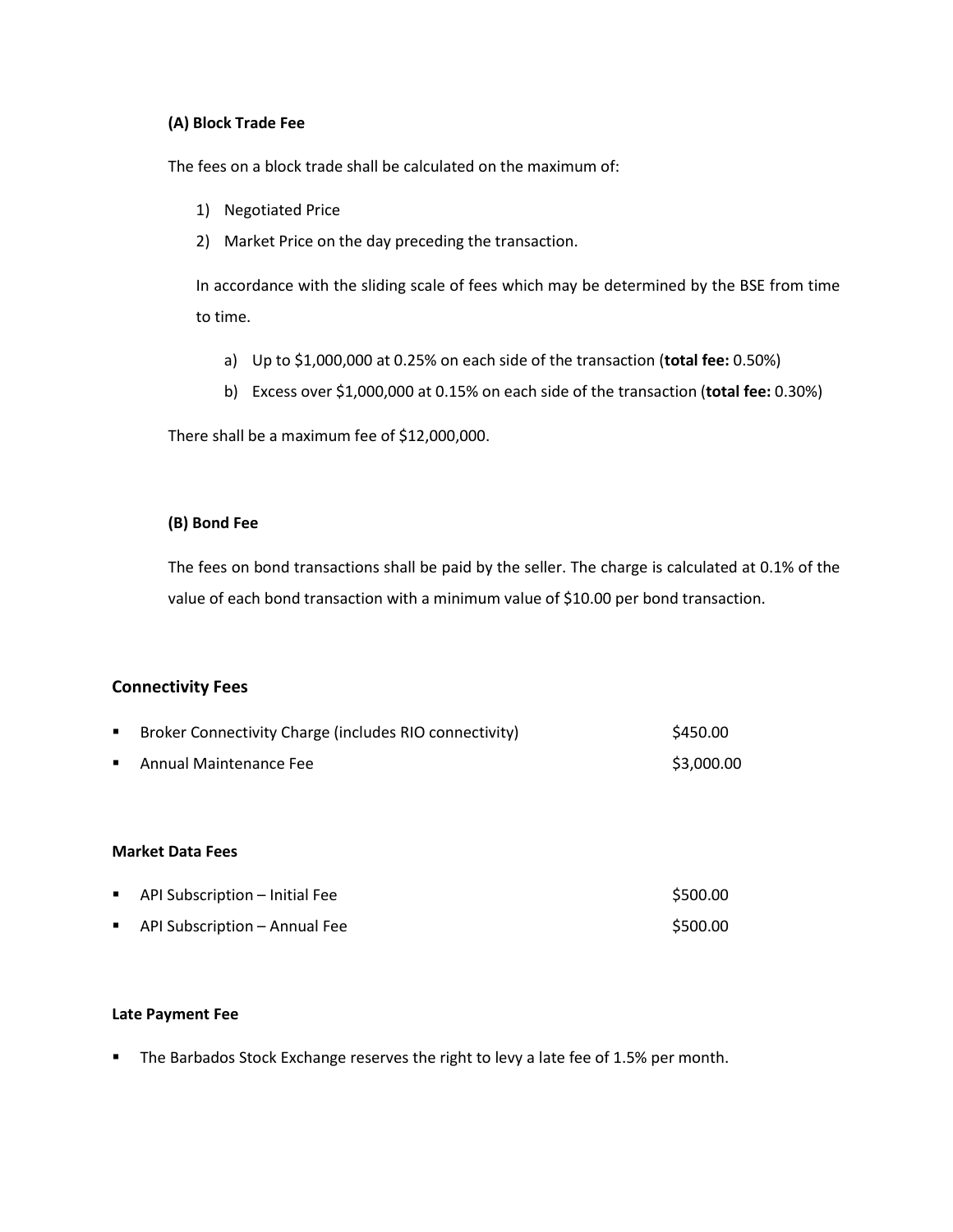### (A) Block Trade Fee

The fees on a block trade shall be calculated on the maximum of:

1) Negotiated Price
2) Market Price on the day preceding the transaction.

In accordance with the sliding scale of fees which may be determined by the BSE from time to time.

a) Up to $1,000,000 at 0.25% on each side of the transaction (**total fee:** 0.50%)
b) Excess over $1,000,000 at 0.15% on each side of the transaction (**total fee:** 0.30%)

There shall be a maximum fee of $12,000,000.

### (B) Bond Fee

The fees on bond transactions shall be paid by the seller. The charge is calculated at 0.1% of the value of each bond transaction with a minimum value of $10.00 per bond transaction.

## Connectivity Fees

| | |
|---|---|
| ▪ Broker Connectivity Charge (includes RIO connectivity) | $450.00 |
| ▪ Annual Maintenance Fee | $3,000.00 |

### Market Data Fees

| | |
|---|---|
| ▪ API Subscription – Initial Fee | $500.00 |
| ▪ API Subscription – Annual Fee | $500.00 |

### Late Payment Fee

- The Barbados Stock Exchange reserves the right to levy a late fee of 1.5% per month.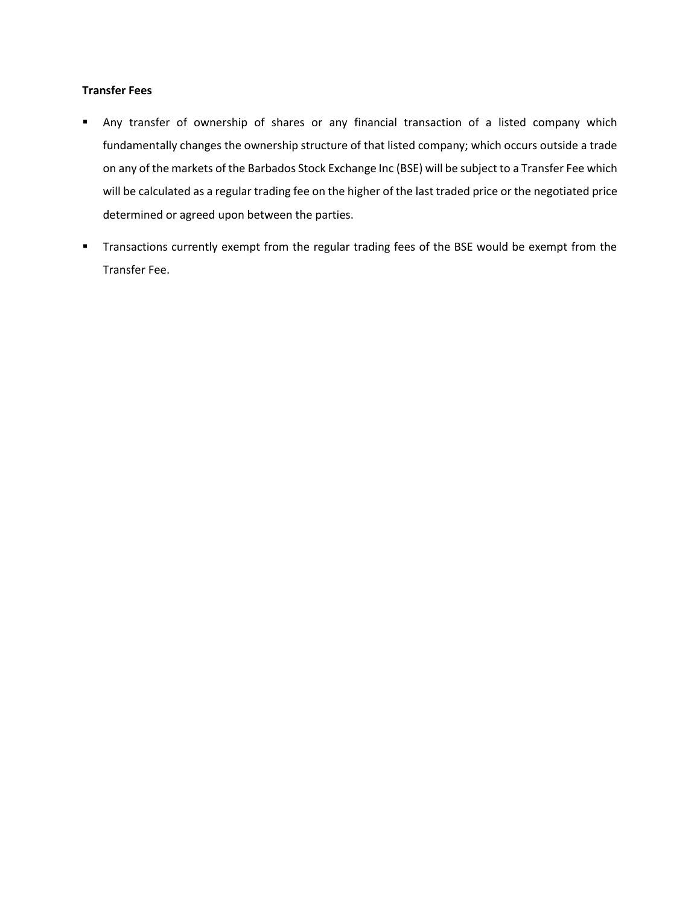**Transfer Fees**

- Any transfer of ownership of shares or any financial transaction of a listed company which fundamentally changes the ownership structure of that listed company; which occurs outside a trade on any of the markets of the Barbados Stock Exchange Inc (BSE) will be subject to a Transfer Fee which will be calculated as a regular trading fee on the higher of the last traded price or the negotiated price determined or agreed upon between the parties.
- Transactions currently exempt from the regular trading fees of the BSE would be exempt from the Transfer Fee.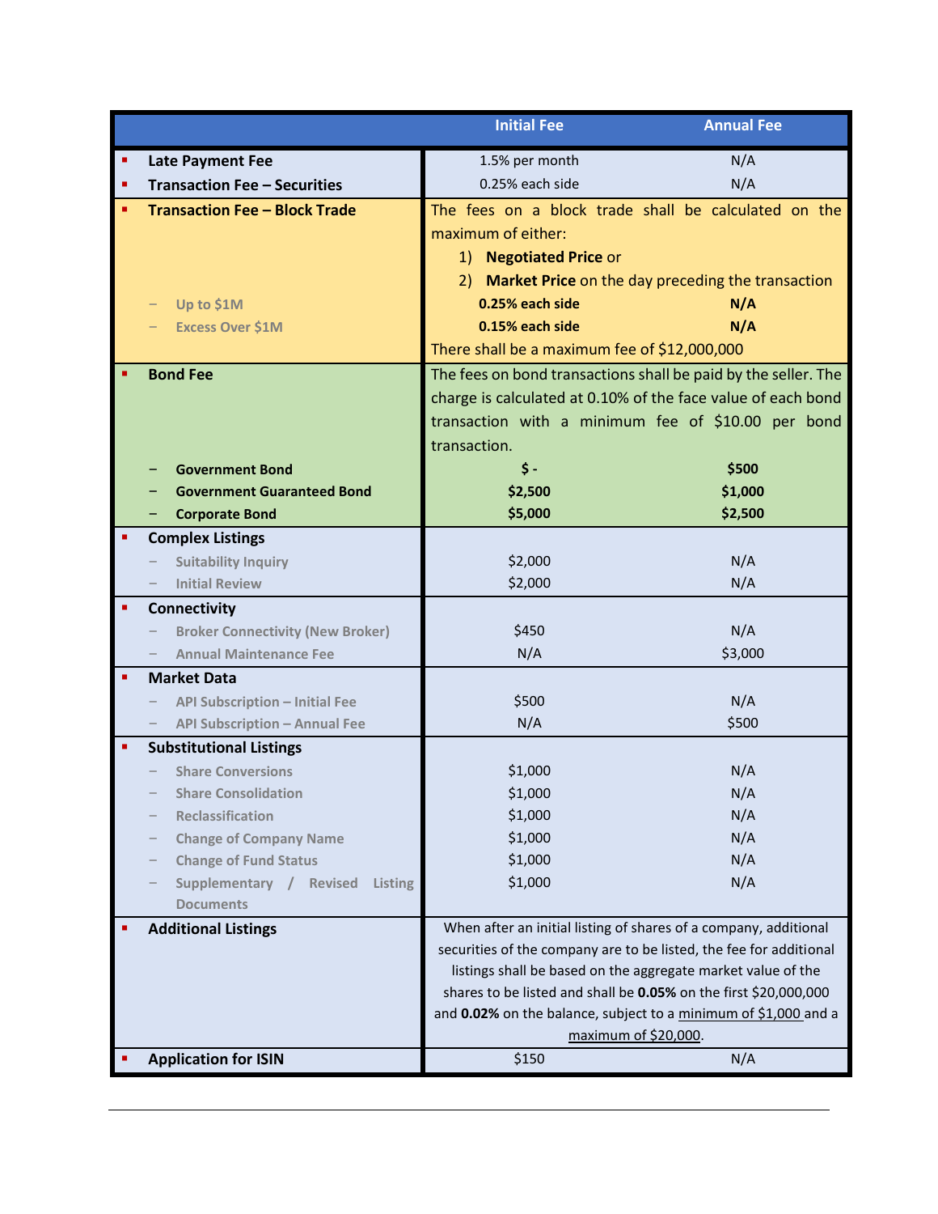| | Initial Fee | Annual Fee |
|---|---|---|
| **Late Payment Fee** | 1.5% per month | N/A |
| **Transaction Fee – Securities** | 0.25% each side | N/A |
| **Transaction Fee – Block Trade** | The fees on a block trade shall be calculated on the maximum of either: 1) **Negotiated Price** or 2) **Market Price** on the day preceding the transaction | |
| – Up to $1M | **0.25% each side** | **N/A** |
| – Excess Over $1M | **0.15% each side** | **N/A** |
| | There shall be a maximum fee of $12,000,000 | |
| **Bond Fee** | The fees on bond transactions shall be paid by the seller. The charge is calculated at 0.10% of the face value of each bond transaction with a minimum fee of $10.00 per bond transaction. | |
| – **Government Bond** | **$ -** | **$500** |
| – **Government Guaranteed Bond** | **$2,500** | **$1,000** |
| – **Corporate Bond** | **$5,000** | **$2,500** |
| **Complex Listings** | | |
| – Suitability Inquiry | $2,000 | N/A |
| – Initial Review | $2,000 | N/A |
| **Connectivity** | | |
| – Broker Connectivity (New Broker) | $450 | N/A |
| – Annual Maintenance Fee | N/A | $3,000 |
| **Market Data** | | |
| – API Subscription – Initial Fee | $500 | N/A |
| – API Subscription – Annual Fee | N/A | $500 |
| **Substitutional Listings** | | |
| – Share Conversions | $1,000 | N/A |
| – Share Consolidation | $1,000 | N/A |
| – Reclassification | $1,000 | N/A |
| – Change of Company Name | $1,000 | N/A |
| – Change of Fund Status | $1,000 | N/A |
| – Supplementary / Revised Listing Documents | $1,000 | N/A |
| **Additional Listings** | When after an initial listing of shares of a company, additional securities of the company are to be listed, the fee for additional listings shall be based on the aggregate market value of the shares to be listed and shall be **0.05%** on the first $20,000,000 and **0.02%** on the balance, subject to a minimum of $1,000 and a maximum of $20,000. | |
| **Application for ISIN** | $150 | N/A |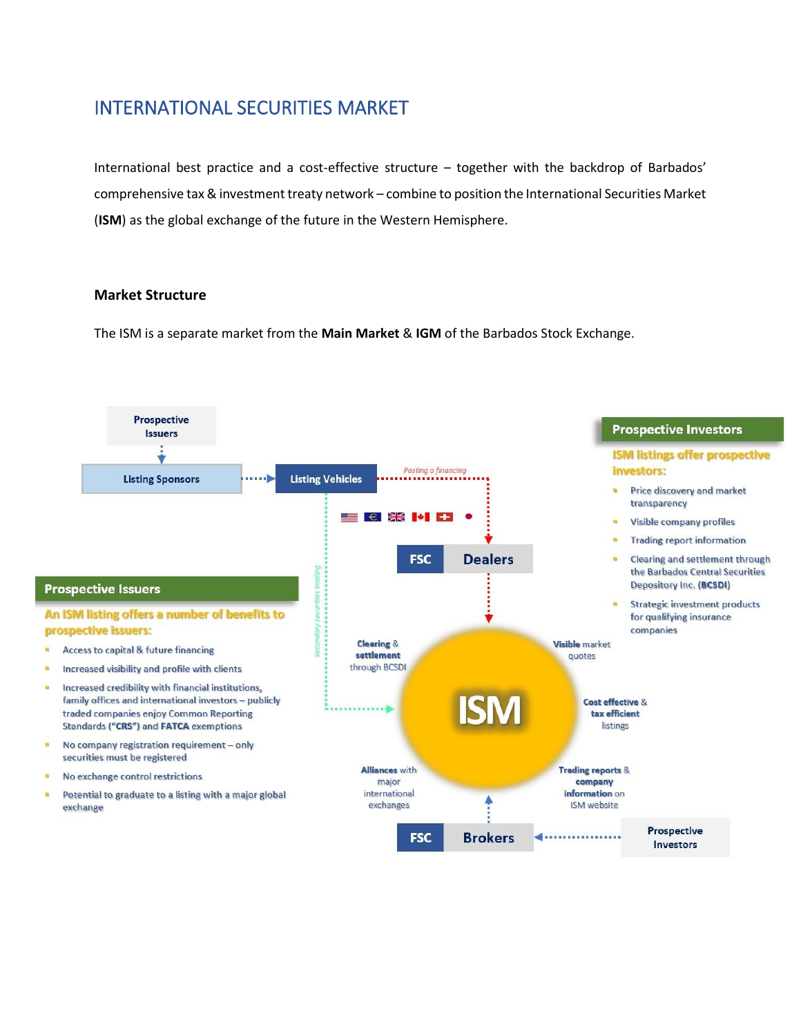# INTERNATIONAL SECURITIES MARKET

International best practice and a cost-effective structure – together with the backdrop of Barbados' comprehensive tax & investment treaty network – combine to position the International Securities Market (**ISM**) as the global exchange of the future in the Western Hemisphere.

## Market Structure

The ISM is a separate market from the **Main Market** & **IGM** of the Barbados Stock Exchange.

Prospective Issuers

Listing Sponsors

Listing Vehicles

*Posting a financing*

FSC Dealers

*Secondary securities trading*

**Prospective Issuers**

**An ISM listing offers a number of benefits to prospective issuers:**

- Access to capital & future financing
- Increased visibility and profile with clients
- Increased credibility with financial institutions, family offices and international investors – publicly traded companies enjoy Common Reporting Standards (**"CRS"**) and **FATCA** exemptions
- No company registration requirement – only securities must be registered
- No exchange control restrictions
- Potential to graduate to a listing with a major global exchange

**Prospective Investors**

**ISM listings offer prospective investors:**

- Price discovery and market transparency
- Visible company profiles
- Trading report information
- Clearing and settlement through the Barbados Central Securities Depository Inc. (**BCSDI**)
- Strategic investment products for qualifying insurance companies

ISM

**Clearing** & **settlement** through BCSDI

**Visible** market quotes

**Cost effective** & **tax efficient** listings

**Alliances** with major international exchanges

**Trading reports** & **company information** on ISM website

FSC Brokers

Prospective Investors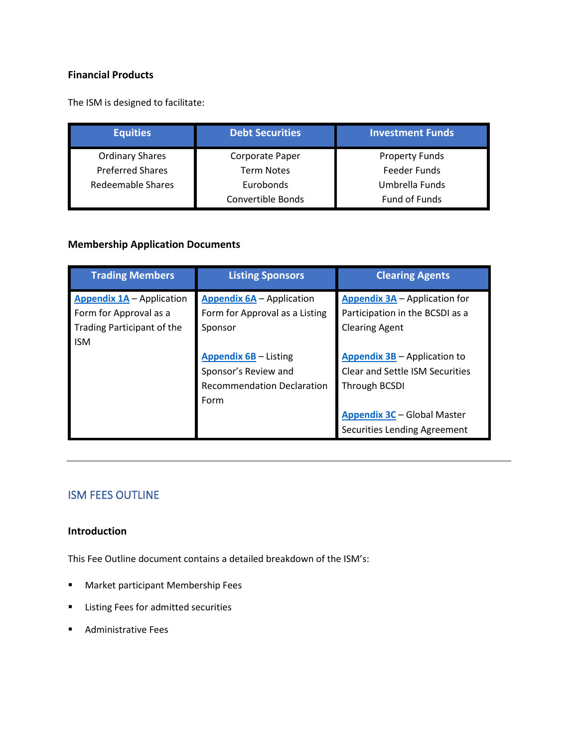**Financial Products**

The ISM is designed to facilitate:

| Equities | Debt Securities | Investment Funds |
|---|---|---|
| Ordinary Shares<br>Preferred Shares<br>Redeemable Shares | Corporate Paper<br>Term Notes<br>Eurobonds<br>Convertible Bonds | Property Funds<br>Feeder Funds<br>Umbrella Funds<br>Fund of Funds |

**Membership Application Documents**

| Trading Members | Listing Sponsors | Clearing Agents |
|---|---|---|
| **Appendix 1A** – Application Form for Approval as a Trading Participant of the ISM | **Appendix 6A** – Application Form for Approval as a Listing Sponsor<br><br>**Appendix 6B** – Listing Sponsor's Review and Recommendation Declaration Form | **Appendix 3A** – Application for Participation in the BCSDI as a Clearing Agent<br><br>**Appendix 3B** – Application to Clear and Settle ISM Securities Through BCSDI<br><br>**Appendix 3C** – Global Master Securities Lending Agreement |

---

## ISM FEES OUTLINE

**Introduction**

This Fee Outline document contains a detailed breakdown of the ISM's:

- Market participant Membership Fees
- Listing Fees for admitted securities
- Administrative Fees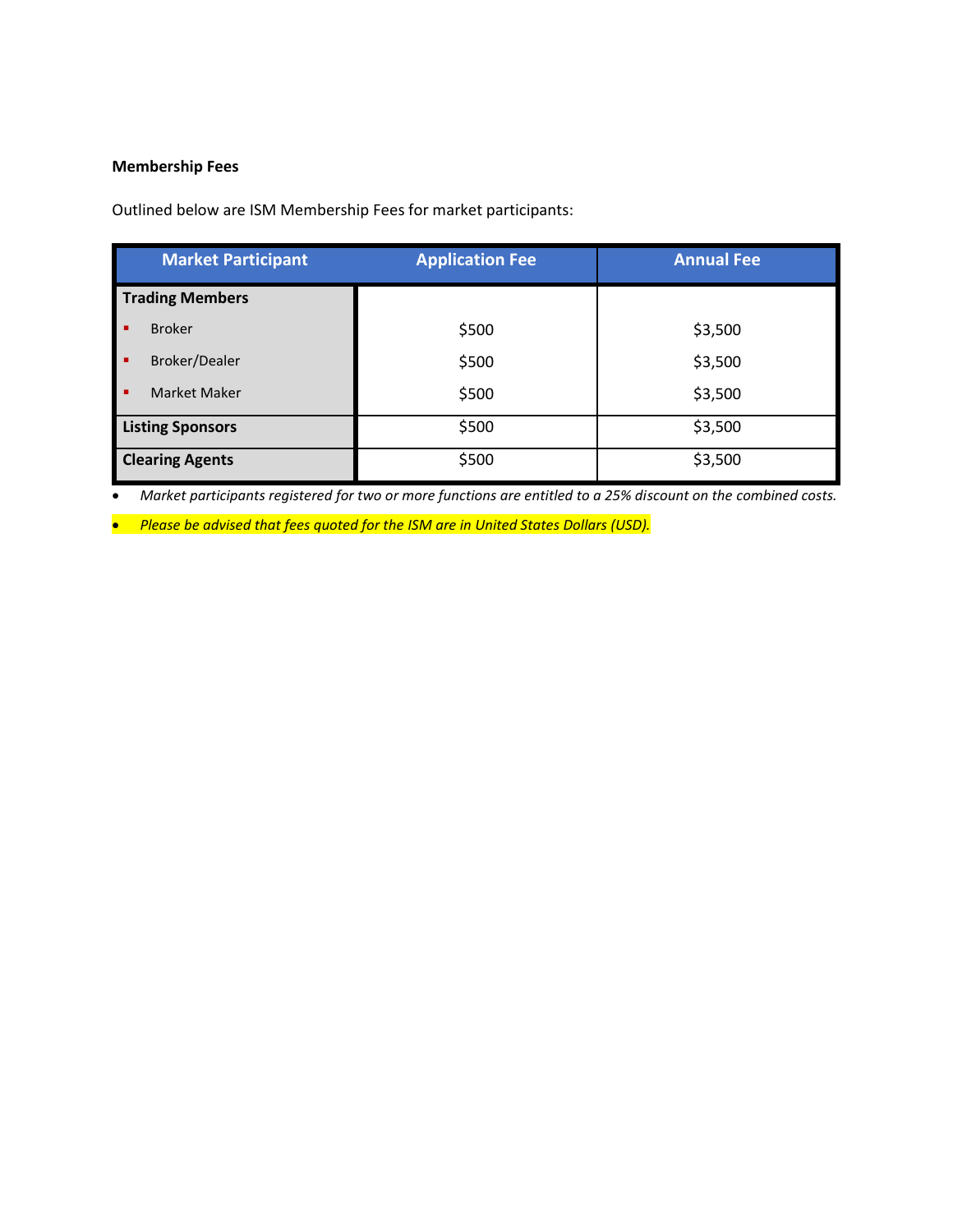**Membership Fees**

Outlined below are ISM Membership Fees for market participants:

| Market Participant | Application Fee | Annual Fee |
|---|---|---|
| **Trading Members** | | |
| ▪ Broker | $500 | $3,500 |
| ▪ Broker/Dealer | $500 | $3,500 |
| ▪ Market Maker | $500 | $3,500 |
| **Listing Sponsors** | $500 | $3,500 |
| **Clearing Agents** | $500 | $3,500 |

- *Market participants registered for two or more functions are entitled to a 25% discount on the combined costs.*
- *Please be advised that fees quoted for the ISM are in United States Dollars (USD).*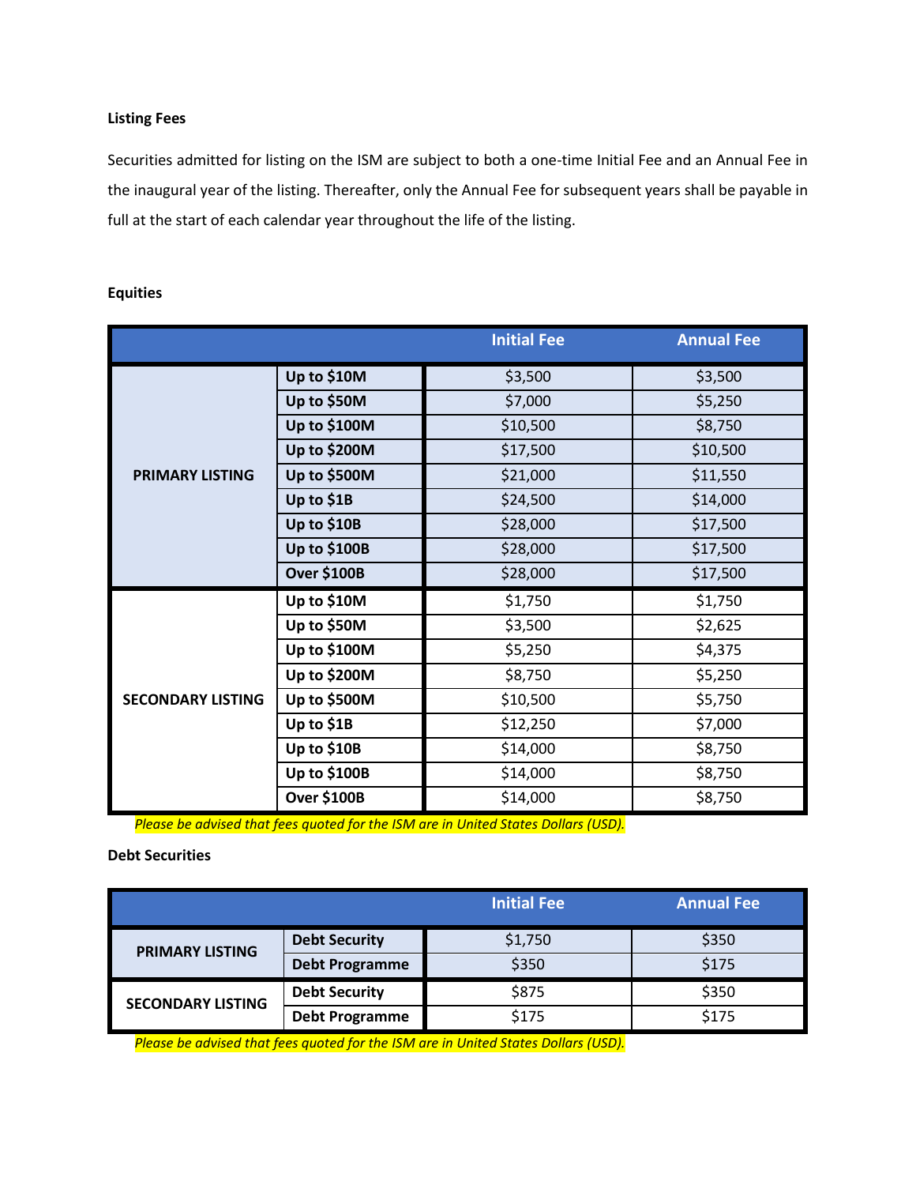**Listing Fees**

Securities admitted for listing on the ISM are subject to both a one-time Initial Fee and an Annual Fee in the inaugural year of the listing. Thereafter, only the Annual Fee for subsequent years shall be payable in full at the start of each calendar year throughout the life of the listing.

**Equities**

| | | Initial Fee | Annual Fee |
|---|---|---|---|
| PRIMARY LISTING | Up to $10M | $3,500 | $3,500 |
| | Up to $50M | $7,000 | $5,250 |
| | Up to $100M | $10,500 | $8,750 |
| | Up to $200M | $17,500 | $10,500 |
| | Up to $500M | $21,000 | $11,550 |
| | Up to $1B | $24,500 | $14,000 |
| | Up to $10B | $28,000 | $17,500 |
| | Up to $100B | $28,000 | $17,500 |
| | Over $100B | $28,000 | $17,500 |
| SECONDARY LISTING | Up to $10M | $1,750 | $1,750 |
| | Up to $50M | $3,500 | $2,625 |
| | Up to $100M | $5,250 | $4,375 |
| | Up to $200M | $8,750 | $5,250 |
| | Up to $500M | $10,500 | $5,750 |
| | Up to $1B | $12,250 | $7,000 |
| | Up to $10B | $14,000 | $8,750 |
| | Up to $100B | $14,000 | $8,750 |
| | Over $100B | $14,000 | $8,750 |

*Please be advised that fees quoted for the ISM are in United States Dollars (USD).*

**Debt Securities**

| | | Initial Fee | Annual Fee |
|---|---|---|---|
| PRIMARY LISTING | Debt Security | $1,750 | $350 |
| | Debt Programme | $350 | $175 |
| SECONDARY LISTING | Debt Security | $875 | $350 |
| | Debt Programme | $175 | $175 |

*Please be advised that fees quoted for the ISM are in United States Dollars (USD).*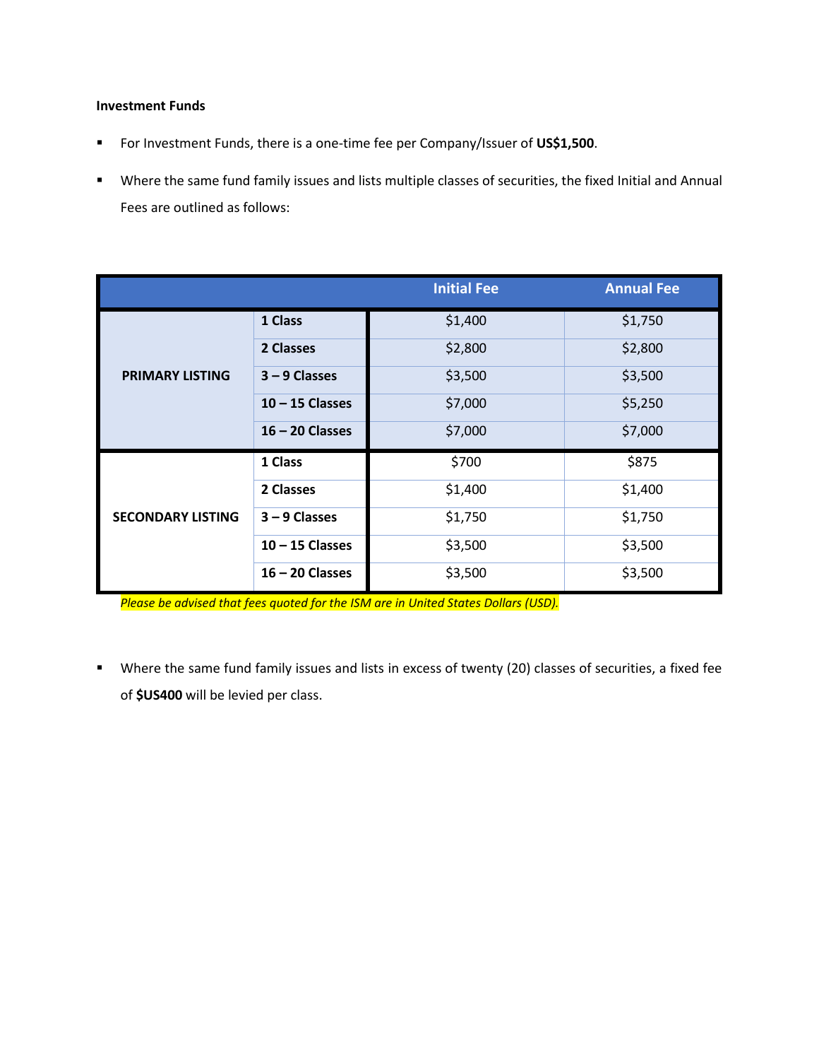**Investment Funds**

- For Investment Funds, there is a one-time fee per Company/Issuer of **US$1,500**.
- Where the same fund family issues and lists multiple classes of securities, the fixed Initial and Annual Fees are outlined as follows:

| | | Initial Fee | Annual Fee |
|---|---|---|---|
| **PRIMARY LISTING** | **1 Class** | $1,400 | $1,750 |
| | **2 Classes** | $2,800 | $2,800 |
| | **3 – 9 Classes** | $3,500 | $3,500 |
| | **10 – 15 Classes** | $7,000 | $5,250 |
| | **16 – 20 Classes** | $7,000 | $7,000 |
| **SECONDARY LISTING** | **1 Class** | $700 | $875 |
| | **2 Classes** | $1,400 | $1,400 |
| | **3 – 9 Classes** | $1,750 | $1,750 |
| | **10 – 15 Classes** | $3,500 | $3,500 |
| | **16 – 20 Classes** | $3,500 | $3,500 |

*Please be advised that fees quoted for the ISM are in United States Dollars (USD).*

- Where the same fund family issues and lists in excess of twenty (20) classes of securities, a fixed fee of **$US400** will be levied per class.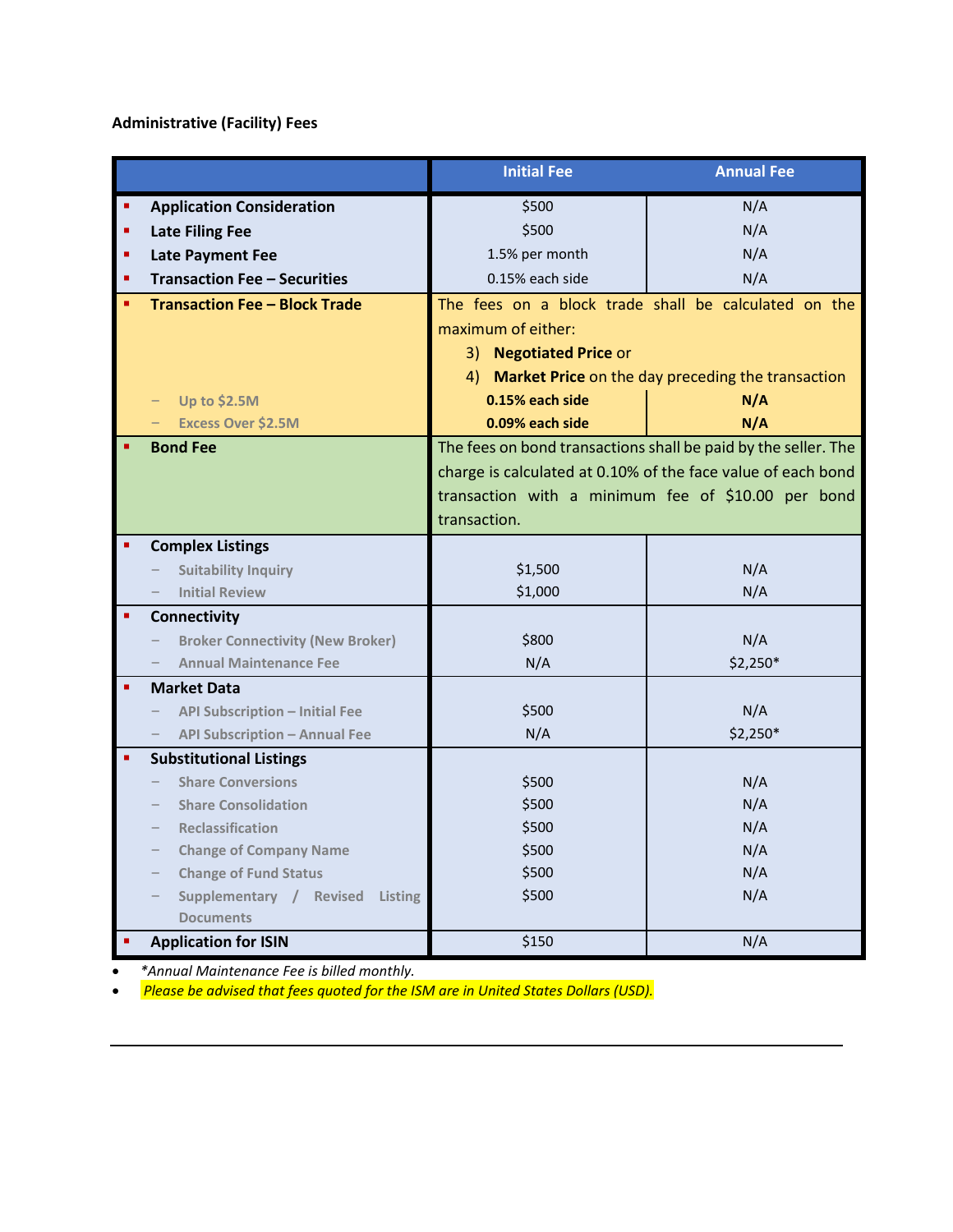**Administrative (Facility) Fees**

| | Initial Fee | Annual Fee |
|---|---|---|
| **Application Consideration** | $500 | N/A |
| **Late Filing Fee** | $500 | N/A |
| **Late Payment Fee** | 1.5% per month | N/A |
| **Transaction Fee – Securities** | 0.15% each side | N/A |
| **Transaction Fee – Block Trade** | The fees on a block trade shall be calculated on the maximum of either: 3) **Negotiated Price** or 4) **Market Price** on the day preceding the transaction | |
| – Up to $2.5M | **0.15% each side** | **N/A** |
| – Excess Over $2.5M | **0.09% each side** | **N/A** |
| **Bond Fee** | The fees on bond transactions shall be paid by the seller. The charge is calculated at 0.10% of the face value of each bond transaction with a minimum fee of $10.00 per bond transaction. | |
| **Complex Listings** | | |
| – Suitability Inquiry | $1,500 | N/A |
| – Initial Review | $1,000 | N/A |
| **Connectivity** | | |
| – Broker Connectivity (New Broker) | $800 | N/A |
| – Annual Maintenance Fee | N/A | $2,250* |
| **Market Data** | | |
| – API Subscription – Initial Fee | $500 | N/A |
| – API Subscription – Annual Fee | N/A | $2,250* |
| **Substitutional Listings** | | |
| – Share Conversions | $500 | N/A |
| – Share Consolidation | $500 | N/A |
| – Reclassification | $500 | N/A |
| – Change of Company Name | $500 | N/A |
| – Change of Fund Status | $500 | N/A |
| – Supplementary / Revised Listing Documents | $500 | N/A |
| **Application for ISIN** | $150 | N/A |

- *\*Annual Maintenance Fee is billed monthly.*
- *Please be advised that fees quoted for the ISM are in United States Dollars (USD).*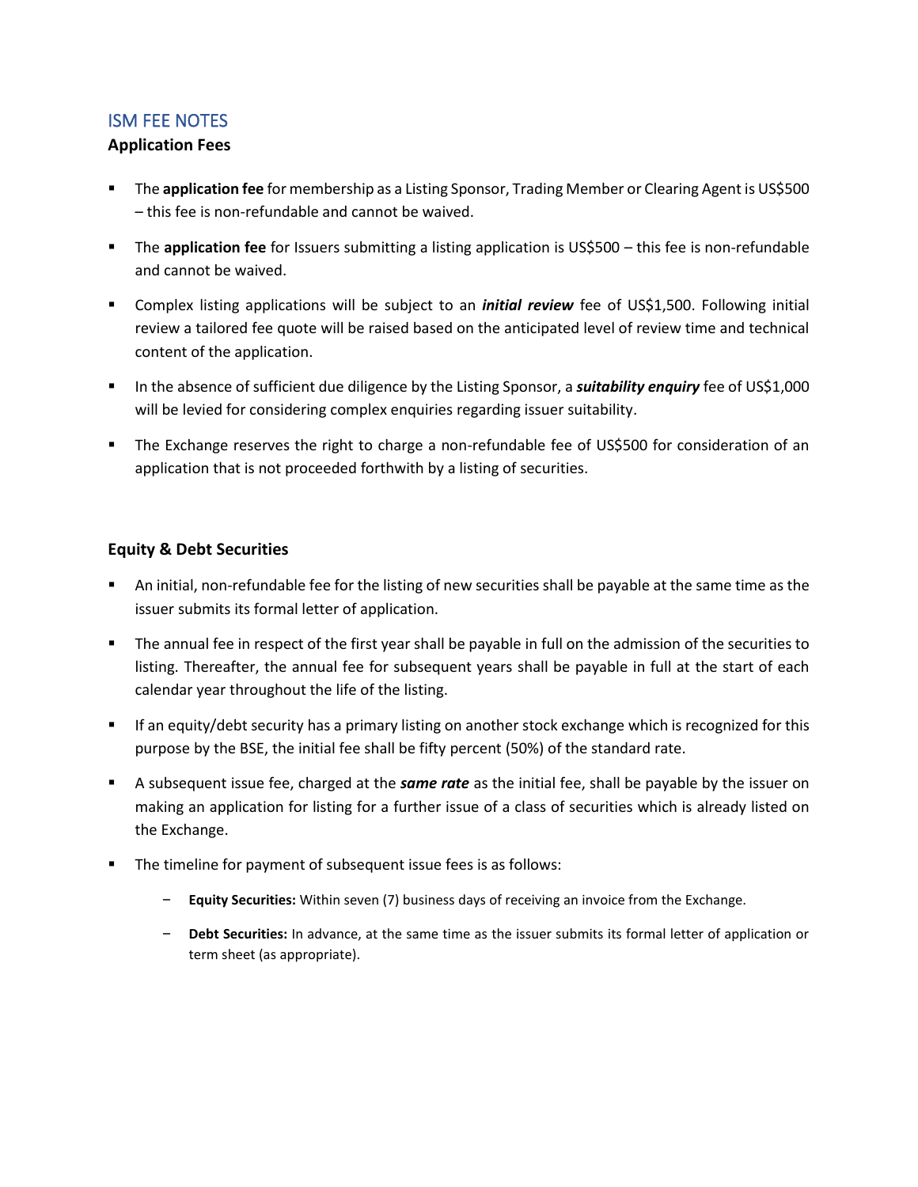## ISM FEE NOTES

### Application Fees

- The **application fee** for membership as a Listing Sponsor, Trading Member or Clearing Agent is US$500 – this fee is non-refundable and cannot be waived.
- The **application fee** for Issuers submitting a listing application is US$500 – this fee is non-refundable and cannot be waived.
- Complex listing applications will be subject to an ***initial review*** fee of US$1,500. Following initial review a tailored fee quote will be raised based on the anticipated level of review time and technical content of the application.
- In the absence of sufficient due diligence by the Listing Sponsor, a ***suitability enquiry*** fee of US$1,000 will be levied for considering complex enquiries regarding issuer suitability.
- The Exchange reserves the right to charge a non-refundable fee of US$500 for consideration of an application that is not proceeded forthwith by a listing of securities.

### Equity & Debt Securities

- An initial, non-refundable fee for the listing of new securities shall be payable at the same time as the issuer submits its formal letter of application.
- The annual fee in respect of the first year shall be payable in full on the admission of the securities to listing. Thereafter, the annual fee for subsequent years shall be payable in full at the start of each calendar year throughout the life of the listing.
- If an equity/debt security has a primary listing on another stock exchange which is recognized for this purpose by the BSE, the initial fee shall be fifty percent (50%) of the standard rate.
- A subsequent issue fee, charged at the ***same rate*** as the initial fee, shall be payable by the issuer on making an application for listing for a further issue of a class of securities which is already listed on the Exchange.
- The timeline for payment of subsequent issue fees is as follows:
  - **Equity Securities:** Within seven (7) business days of receiving an invoice from the Exchange.
  - **Debt Securities:** In advance, at the same time as the issuer submits its formal letter of application or term sheet (as appropriate).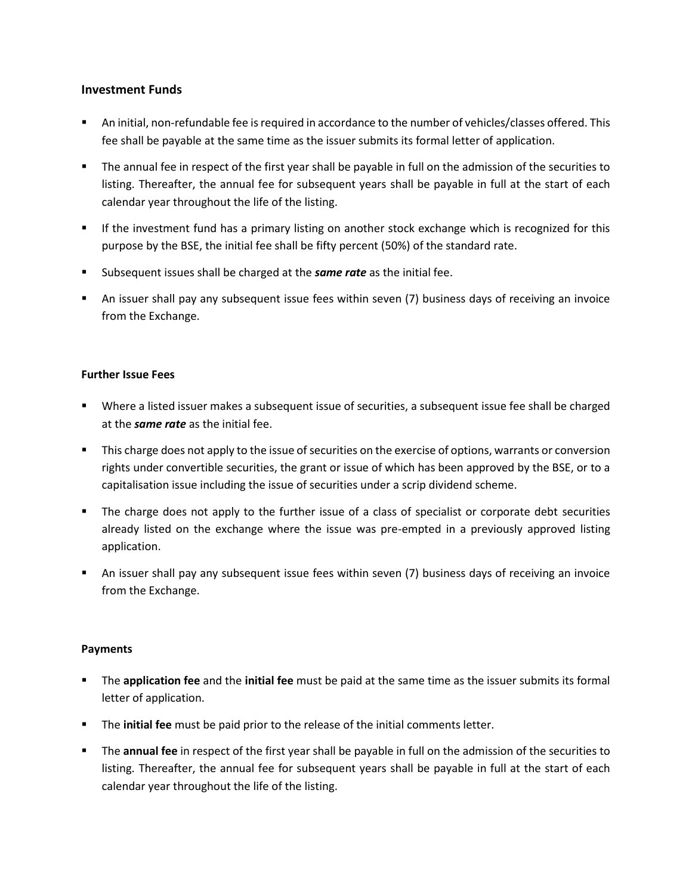### Investment Funds

- An initial, non-refundable fee is required in accordance to the number of vehicles/classes offered. This fee shall be payable at the same time as the issuer submits its formal letter of application.
- The annual fee in respect of the first year shall be payable in full on the admission of the securities to listing. Thereafter, the annual fee for subsequent years shall be payable in full at the start of each calendar year throughout the life of the listing.
- If the investment fund has a primary listing on another stock exchange which is recognized for this purpose by the BSE, the initial fee shall be fifty percent (50%) of the standard rate.
- Subsequent issues shall be charged at the ***same rate*** as the initial fee.
- An issuer shall pay any subsequent issue fees within seven (7) business days of receiving an invoice from the Exchange.

#### Further Issue Fees

- Where a listed issuer makes a subsequent issue of securities, a subsequent issue fee shall be charged at the ***same rate*** as the initial fee.
- This charge does not apply to the issue of securities on the exercise of options, warrants or conversion rights under convertible securities, the grant or issue of which has been approved by the BSE, or to a capitalisation issue including the issue of securities under a scrip dividend scheme.
- The charge does not apply to the further issue of a class of specialist or corporate debt securities already listed on the exchange where the issue was pre-empted in a previously approved listing application.
- An issuer shall pay any subsequent issue fees within seven (7) business days of receiving an invoice from the Exchange.

#### Payments

- The **application fee** and the **initial fee** must be paid at the same time as the issuer submits its formal letter of application.
- The **initial fee** must be paid prior to the release of the initial comments letter.
- The **annual fee** in respect of the first year shall be payable in full on the admission of the securities to listing. Thereafter, the annual fee for subsequent years shall be payable in full at the start of each calendar year throughout the life of the listing.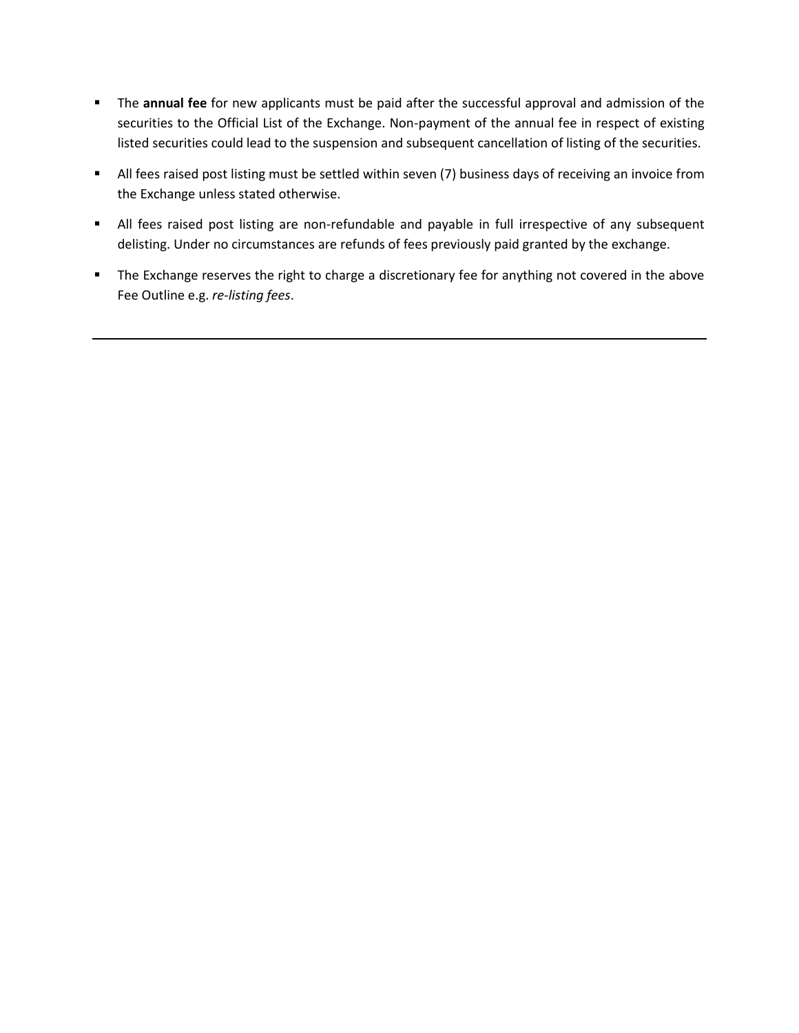- The **annual fee** for new applicants must be paid after the successful approval and admission of the securities to the Official List of the Exchange. Non-payment of the annual fee in respect of existing listed securities could lead to the suspension and subsequent cancellation of listing of the securities.
- All fees raised post listing must be settled within seven (7) business days of receiving an invoice from the Exchange unless stated otherwise.
- All fees raised post listing are non-refundable and payable in full irrespective of any subsequent delisting. Under no circumstances are refunds of fees previously paid granted by the exchange.
- The Exchange reserves the right to charge a discretionary fee for anything not covered in the above Fee Outline e.g. *re-listing fees*.

---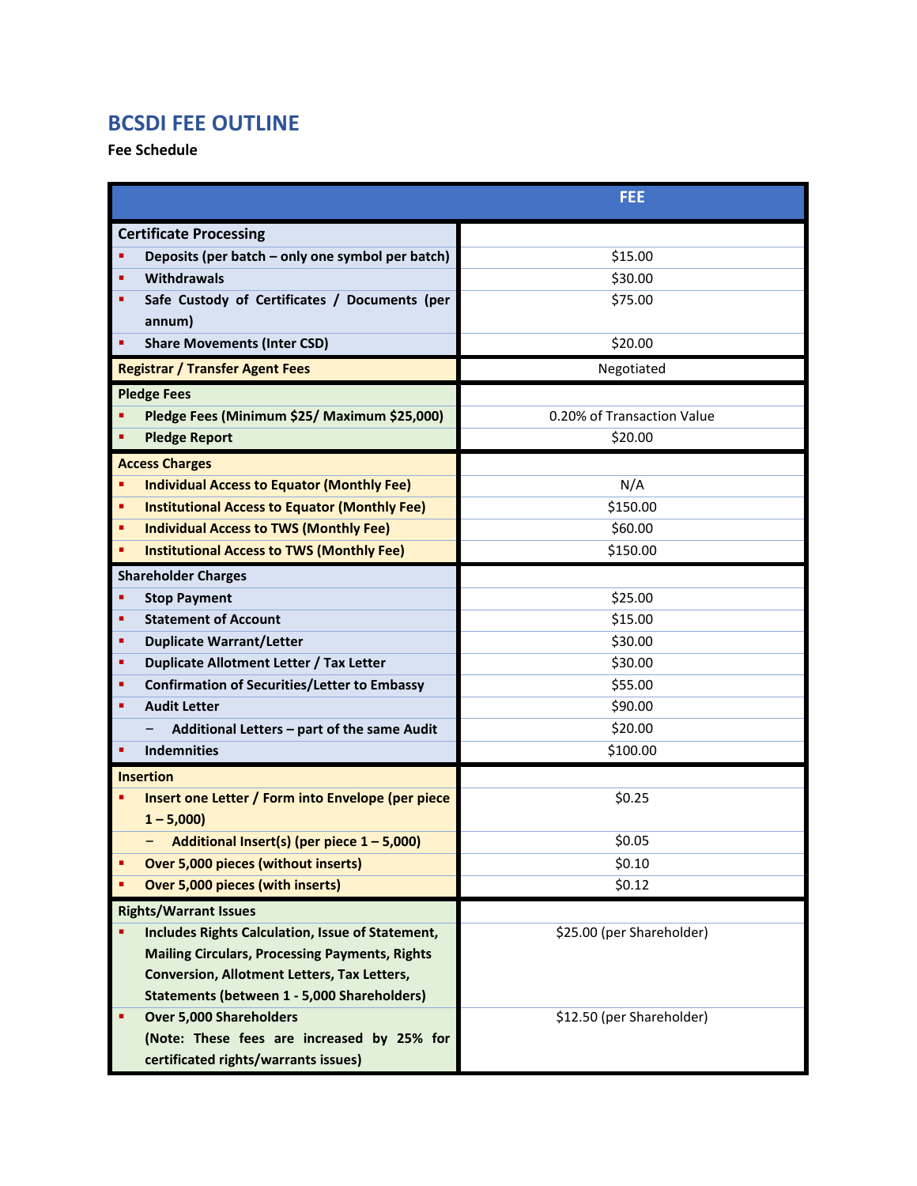## BCSDI FEE OUTLINE

**Fee Schedule**

| | FEE |
|---|---|
| **Certificate Processing** | |
| ▪ **Deposits (per batch – only one symbol per batch)** | $15.00 |
| ▪ **Withdrawals** | $30.00 |
| ▪ **Safe Custody of Certificates / Documents (per annum)** | $75.00 |
| ▪ **Share Movements (Inter CSD)** | $20.00 |
| **Registrar / Transfer Agent Fees** | Negotiated |
| **Pledge Fees** | |
| ▪ **Pledge Fees (Minimum $25/ Maximum $25,000)** | 0.20% of Transaction Value |
| ▪ **Pledge Report** | $20.00 |
| **Access Charges** | |
| ▪ **Individual Access to Equator (Monthly Fee)** | N/A |
| ▪ **Institutional Access to Equator (Monthly Fee)** | $150.00 |
| ▪ **Individual Access to TWS (Monthly Fee)** | $60.00 |
| ▪ **Institutional Access to TWS (Monthly Fee)** | $150.00 |
| **Shareholder Charges** | |
| ▪ **Stop Payment** | $25.00 |
| ▪ **Statement of Account** | $15.00 |
| ▪ **Duplicate Warrant/Letter** | $30.00 |
| ▪ **Duplicate Allotment Letter / Tax Letter** | $30.00 |
| ▪ **Confirmation of Securities/Letter to Embassy** | $55.00 |
| ▪ **Audit Letter** | $90.00 |
| – **Additional Letters – part of the same Audit** | $20.00 |
| ▪ **Indemnities** | $100.00 |
| **Insertion** | |
| ▪ **Insert one Letter / Form into Envelope (per piece 1 – 5,000)** | $0.25 |
| – **Additional Insert(s) (per piece 1 – 5,000)** | $0.05 |
| ▪ **Over 5,000 pieces (without inserts)** | $0.10 |
| ▪ **Over 5,000 pieces (with inserts)** | $0.12 |
| **Rights/Warrant Issues** | |
| ▪ **Includes Rights Calculation, Issue of Statement, Mailing Circulars, Processing Payments, Rights Conversion, Allotment Letters, Tax Letters, Statements (between 1 - 5,000 Shareholders)** | $25.00 (per Shareholder) |
| ▪ **Over 5,000 Shareholders (Note: These fees are increased by 25% for certificated rights/warrants issues)** | $12.50 (per Shareholder) |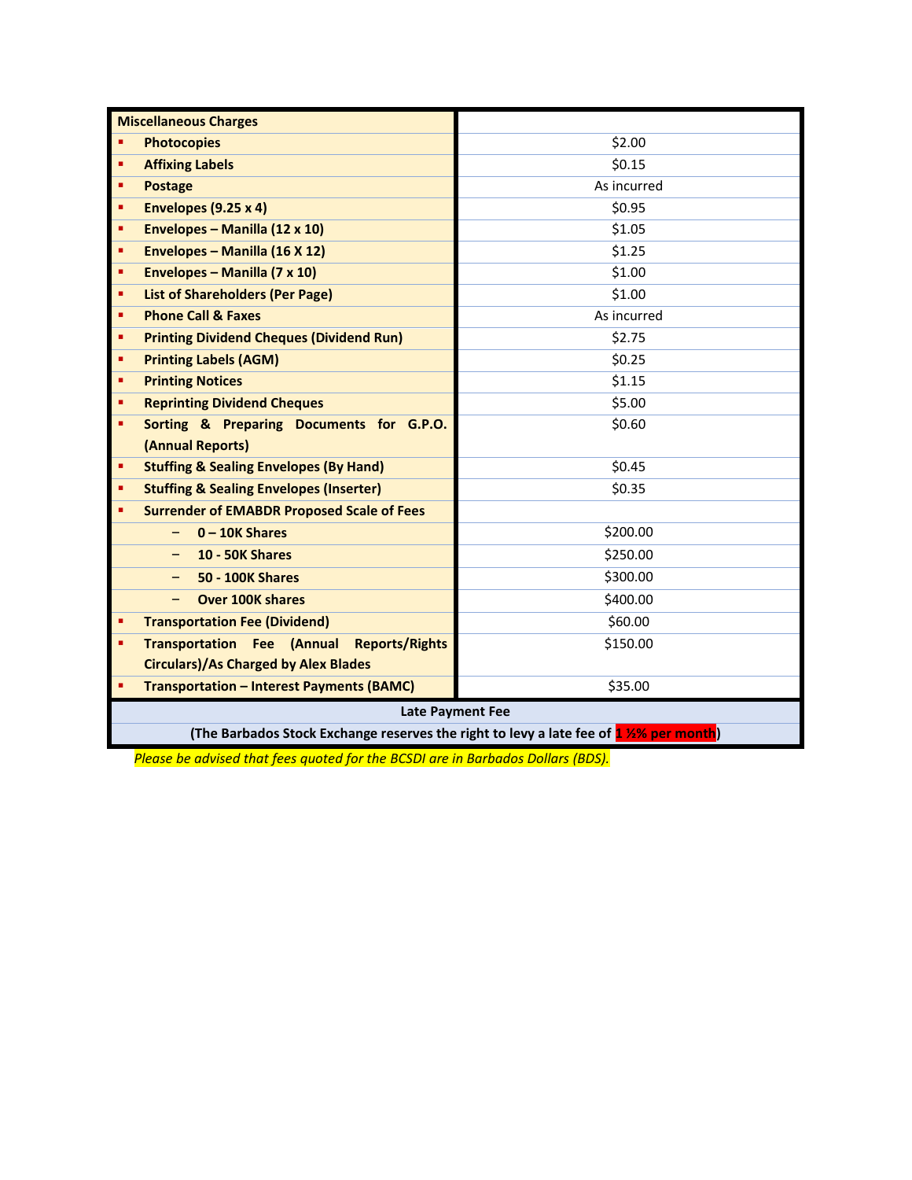| Miscellaneous Charges | |
|---|---|
| ▪ Photocopies | $2.00 |
| ▪ Affixing Labels | $0.15 |
| ▪ Postage | As incurred |
| ▪ Envelopes (9.25 x 4) | $0.95 |
| ▪ Envelopes – Manilla (12 x 10) | $1.05 |
| ▪ Envelopes – Manilla (16 X 12) | $1.25 |
| ▪ Envelopes – Manilla (7 x 10) | $1.00 |
| ▪ List of Shareholders (Per Page) | $1.00 |
| ▪ Phone Call & Faxes | As incurred |
| ▪ Printing Dividend Cheques (Dividend Run) | $2.75 |
| ▪ Printing Labels (AGM) | $0.25 |
| ▪ Printing Notices | $1.15 |
| ▪ Reprinting Dividend Cheques | $5.00 |
| ▪ Sorting & Preparing Documents for G.P.O. (Annual Reports) | $0.60 |
| ▪ Stuffing & Sealing Envelopes (By Hand) | $0.45 |
| ▪ Stuffing & Sealing Envelopes (Inserter) | $0.35 |
| ▪ Surrender of EMABDR Proposed Scale of Fees | |
| – 0 – 10K Shares | $200.00 |
| – 10 - 50K Shares | $250.00 |
| – 50 - 100K Shares | $300.00 |
| – Over 100K shares | $400.00 |
| ▪ Transportation Fee (Dividend) | $60.00 |
| ▪ Transportation Fee (Annual Reports/Rights Circulars)/As Charged by Alex Blades | $150.00 |
| ▪ Transportation – Interest Payments (BAMC) | $35.00 |
| **Late Payment Fee** | |
| (The Barbados Stock Exchange reserves the right to levy a late fee of 1 ½% per month) | |

*Please be advised that fees quoted for the BCSDI are in Barbados Dollars (BDS).*